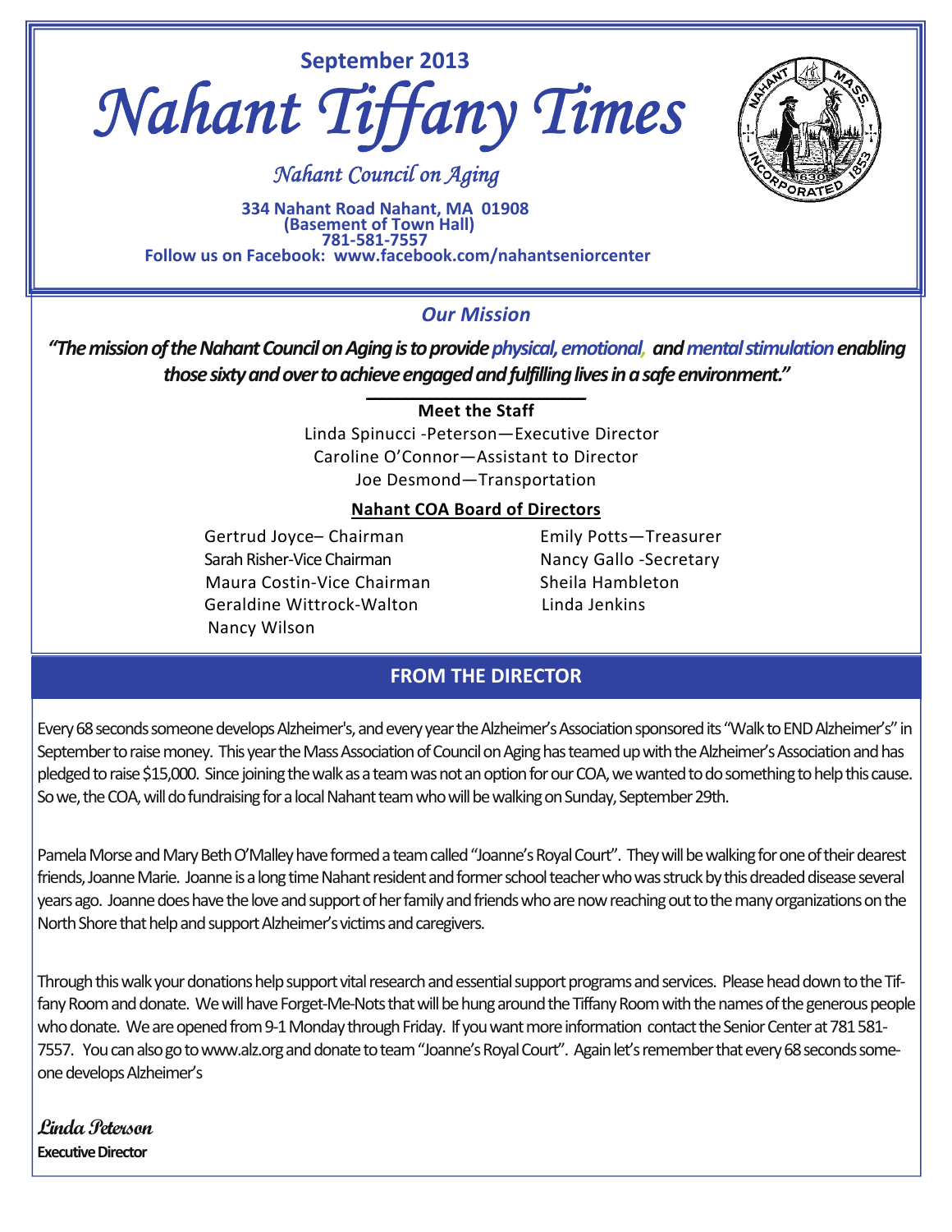September 2013

# Nahant Tiffany Times

*Nahant Council on Aging*

**334 Nahant Road Nahant, MA 01908**
**(Basement of Town Hall)**
**781-581-7557**
**Follow us on Facebook: www.facebook.com/nahantseniorcenter**

## *Our Mission*

***"The mission of the Nahant Council on Aging is to provide physical, emotional, and mental stimulation enabling those sixty and over to achieve engaged and fulfilling lives in a safe environment."***

**Meet the Staff**

Linda Spinucci -Peterson—Executive Director
Caroline O'Connor—Assistant to Director
Joe Desmond—Transportation

**Nahant COA Board of Directors**

Gertrud Joyce– Chairman
Sarah Risher-Vice Chairman
Maura Costin-Vice Chairman
Geraldine Wittrock-Walton
Nancy Wilson
Emily Potts—Treasurer
Nancy Gallo -Secretary
Sheila Hambleton
Linda Jenkins

## FROM THE DIRECTOR

Every 68 seconds someone develops Alzheimer's, and every year the Alzheimer's Association sponsored its "Walk to END Alzheimer's" in September to raise money. This year the Mass Association of Council on Aging has teamed up with the Alzheimer's Association and has pledged to raise $15,000. Since joining the walk as a team was not an option for our COA, we wanted to do something to help this cause. So we, the COA, will do fundraising for a local Nahant team who will be walking on Sunday, September 29th.

Pamela Morse and Mary Beth O'Malley have formed a team called "Joanne's Royal Court". They will be walking for one of their dearest friends, Joanne Marie. Joanne is a long time Nahant resident and former school teacher who was struck by this dreaded disease several years ago. Joanne does have the love and support of her family and friends who are now reaching out to the many organizations on the North Shore that help and support Alzheimer's victims and caregivers.

Through this walk your donations help support vital research and essential support programs and services. Please head down to the Tiffany Room and donate. We will have Forget-Me-Nots that will be hung around the Tiffany Room with the names of the generous people who donate. We are opened from 9-1 Monday through Friday. If you want more information contact the Senior Center at 781 581-7557. You can also go to www.alz.org and donate to team "Joanne's Royal Court". Again let's remember that every 68 seconds someone develops Alzheimer's

**Linda Peterson**
**Executive Director**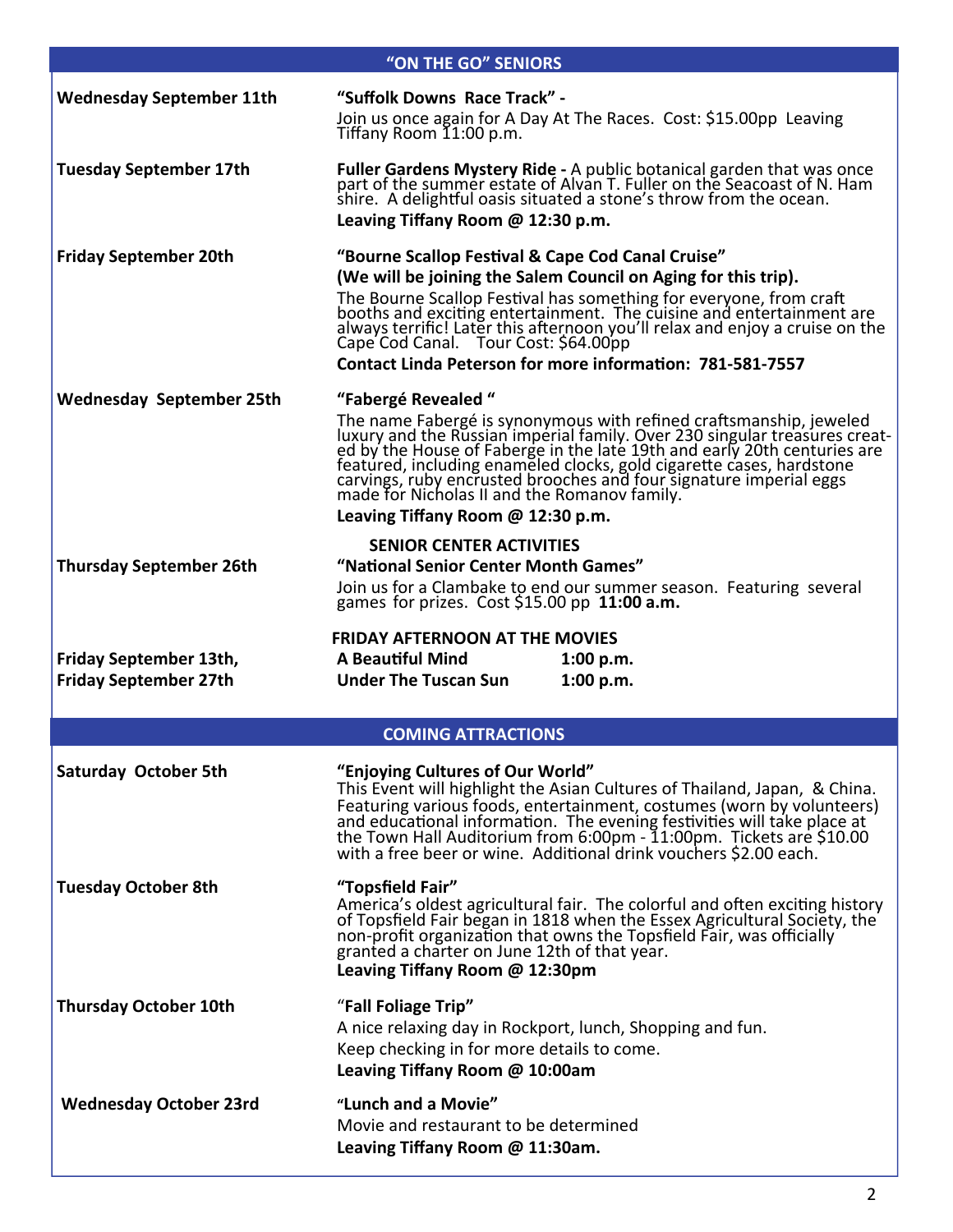## "ON THE GO" SENIORS

**Wednesday September 11th**

**"Suffolk Downs Race Track" -**
Join us once again for A Day At The Races. Cost: $15.00pp Leaving Tiffany Room 11:00 p.m.

**Tuesday September 17th**

**Fuller Gardens Mystery Ride -** A public botanical garden that was once part of the summer estate of Alvan T. Fuller on the Seacoast of N. Ham shire. A delightful oasis situated a stone's throw from the ocean.
**Leaving Tiffany Room @ 12:30 p.m.**

**Friday September 20th**

**"Bourne Scallop Festival & Cape Cod Canal Cruise"**
**(We will be joining the Salem Council on Aging for this trip).**
The Bourne Scallop Festival has something for everyone, from craft booths and exciting entertainment. The cuisine and entertainment are always terrific! Later this afternoon you'll relax and enjoy a cruise on the Cape Cod Canal. Tour Cost: $64.00pp
**Contact Linda Peterson for more information: 781-581-7557**

**Wednesday September 25th**

**"Fabergé Revealed "**
The name Fabergé is synonymous with refined craftsmanship, jeweled luxury and the Russian imperial family. Over 230 singular treasures created by the House of Faberge in the late 19th and early 20th centuries are featured, including enameled clocks, gold cigarette cases, hardstone carvings, ruby encrusted brooches and four signature imperial eggs made for Nicholas II and the Romanov family.
**Leaving Tiffany Room @ 12:30 p.m.**

### SENIOR CENTER ACTIVITIES

**Thursday September 26th**

**"National Senior Center Month Games"**
Join us for a Clambake to end our summer season. Featuring several games for prizes. Cost $15.00 pp **11:00 a.m.**

### FRIDAY AFTERNOON AT THE MOVIES

| | | |
|---|---|---|
| **Friday September 13th,** | **A Beautiful Mind** | **1:00 p.m.** |
| **Friday September 27th** | **Under The Tuscan Sun** | **1:00 p.m.** |

## COMING ATTRACTIONS

**Saturday October 5th**

**"Enjoying Cultures of Our World"**
This Event will highlight the Asian Cultures of Thailand, Japan, & China. Featuring various foods, entertainment, costumes (worn by volunteers) and educational information. The evening festivities will take place at the Town Hall Auditorium from 6:00pm - 11:00pm. Tickets are $10.00 with a free beer or wine. Additional drink vouchers $2.00 each.

**Tuesday October 8th**

**"Topsfield Fair"**
America's oldest agricultural fair. The colorful and often exciting history of Topsfield Fair began in 1818 when the Essex Agricultural Society, the non-profit organization that owns the Topsfield Fair, was officially granted a charter on June 12th of that year.
**Leaving Tiffany Room @ 12:30pm**

**Thursday October 10th**

"**Fall Foliage Trip"**
A nice relaxing day in Rockport, lunch, Shopping and fun.
Keep checking in for more details to come.
**Leaving Tiffany Room @ 10:00am**

**Wednesday October 23rd**

**"Lunch and a Movie"**
Movie and restaurant to be determined
**Leaving Tiffany Room @ 11:30am.**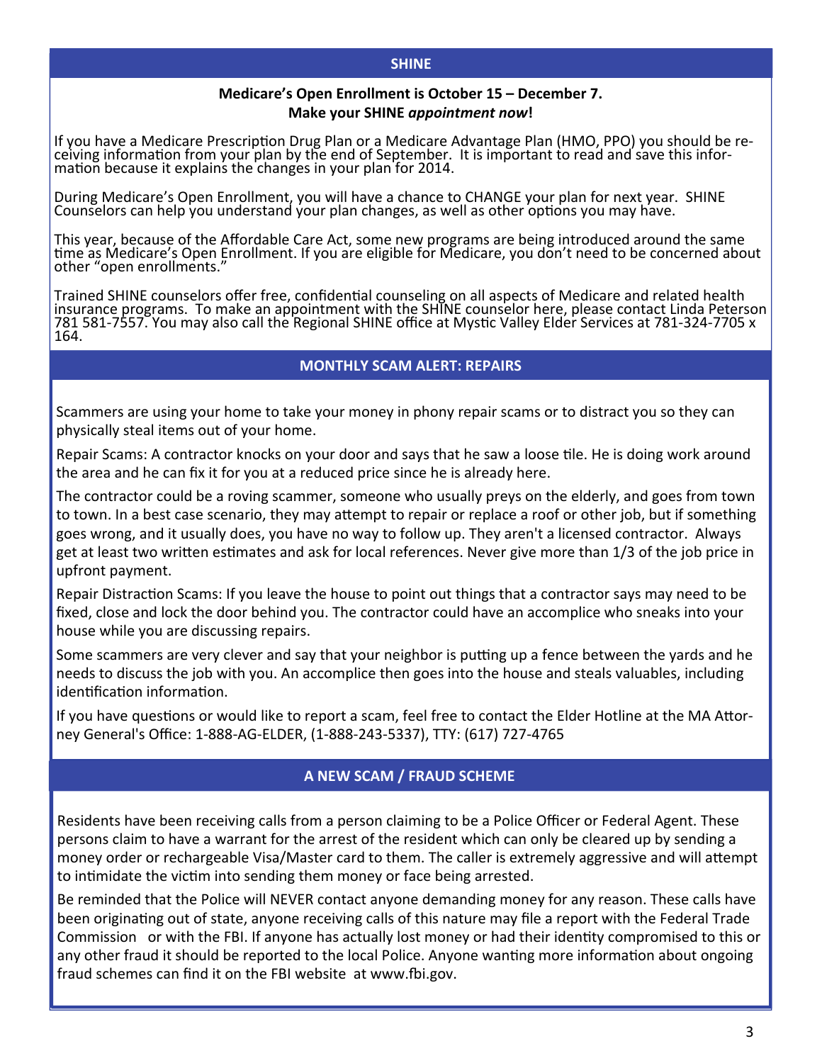## SHINE

**Medicare's Open Enrollment is October 15 – December 7.**
**Make your SHINE *appointment now*!**

If you have a Medicare Prescription Drug Plan or a Medicare Advantage Plan (HMO, PPO) you should be receiving information from your plan by the end of September. It is important to read and save this information because it explains the changes in your plan for 2014.

During Medicare's Open Enrollment, you will have a chance to CHANGE your plan for next year. SHINE Counselors can help you understand your plan changes, as well as other options you may have.

This year, because of the Affordable Care Act, some new programs are being introduced around the same time as Medicare's Open Enrollment. If you are eligible for Medicare, you don't need to be concerned about other "open enrollments."

Trained SHINE counselors offer free, confidential counseling on all aspects of Medicare and related health insurance programs. To make an appointment with the SHINE counselor here, please contact Linda Peterson 781 581-7557. You may also call the Regional SHINE office at Mystic Valley Elder Services at 781-324-7705 x 164.

## MONTHLY SCAM ALERT: REPAIRS

Scammers are using your home to take your money in phony repair scams or to distract you so they can physically steal items out of your home.

Repair Scams: A contractor knocks on your door and says that he saw a loose tile. He is doing work around the area and he can fix it for you at a reduced price since he is already here.

The contractor could be a roving scammer, someone who usually preys on the elderly, and goes from town to town. In a best case scenario, they may attempt to repair or replace a roof or other job, but if something goes wrong, and it usually does, you have no way to follow up. They aren't a licensed contractor. Always get at least two written estimates and ask for local references. Never give more than 1/3 of the job price in upfront payment.

Repair Distraction Scams: If you leave the house to point out things that a contractor says may need to be fixed, close and lock the door behind you. The contractor could have an accomplice who sneaks into your house while you are discussing repairs.

Some scammers are very clever and say that your neighbor is putting up a fence between the yards and he needs to discuss the job with you. An accomplice then goes into the house and steals valuables, including identification information.

If you have questions or would like to report a scam, feel free to contact the Elder Hotline at the MA Attorney General's Office: 1-888-AG-ELDER, (1-888-243-5337), TTY: (617) 727-4765

## A NEW SCAM / FRAUD SCHEME

Residents have been receiving calls from a person claiming to be a Police Officer or Federal Agent. These persons claim to have a warrant for the arrest of the resident which can only be cleared up by sending a money order or rechargeable Visa/Master card to them. The caller is extremely aggressive and will attempt to intimidate the victim into sending them money or face being arrested.

Be reminded that the Police will NEVER contact anyone demanding money for any reason. These calls have been originating out of state, anyone receiving calls of this nature may file a report with the Federal Trade Commission or with the FBI. If anyone has actually lost money or had their identity compromised to this or any other fraud it should be reported to the local Police. Anyone wanting more information about ongoing fraud schemes can find it on the FBI website at www.fbi.gov.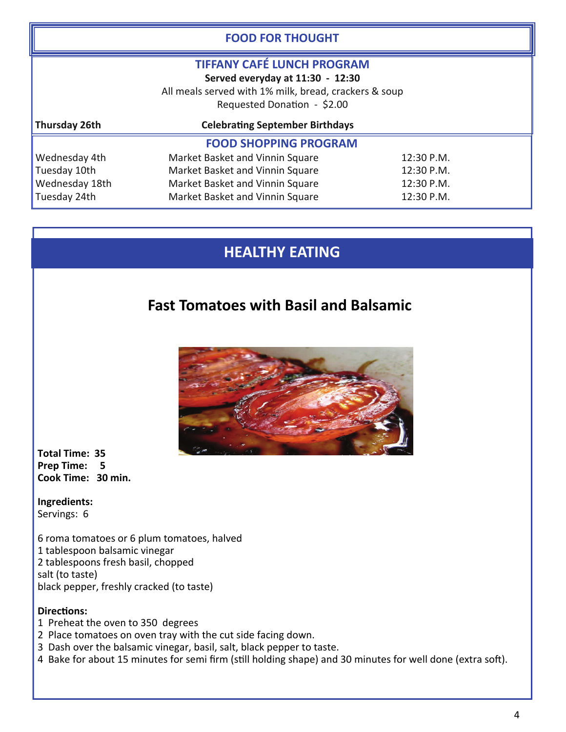## FOOD FOR THOUGHT

### TIFFANY CAFÉ LUNCH PROGRAM

**Served everyday at 11:30 - 12:30**

All meals served with 1% milk, bread, crackers & soup

Requested Donation - $2.00

| | |
|---|---|
| **Thursday 26th** | **Celebrating September Birthdays** |

### FOOD SHOPPING PROGRAM

| | | |
|---|---|---|
| Wednesday 4th | Market Basket and Vinnin Square | 12:30 P.M. |
| Tuesday 10th | Market Basket and Vinnin Square | 12:30 P.M. |
| Wednesday 18th | Market Basket and Vinnin Square | 12:30 P.M. |
| Tuesday 24th | Market Basket and Vinnin Square | 12:30 P.M. |

## HEALTHY EATING

### Fast Tomatoes with Basil and Balsamic

**Total Time: 35**
**Prep Time: 5**
**Cook Time: 30 min.**

**Ingredients:**
Servings: 6

6 roma tomatoes or 6 plum tomatoes, halved
1 tablespoon balsamic vinegar
2 tablespoons fresh basil, chopped
salt (to taste)
black pepper, freshly cracked (to taste)

**Directions:**
1. Preheat the oven to 350 degrees
2. Place tomatoes on oven tray with the cut side facing down.
3. Dash over the balsamic vinegar, basil, salt, black pepper to taste.
4. Bake for about 15 minutes for semi firm (still holding shape) and 30 minutes for well done (extra soft).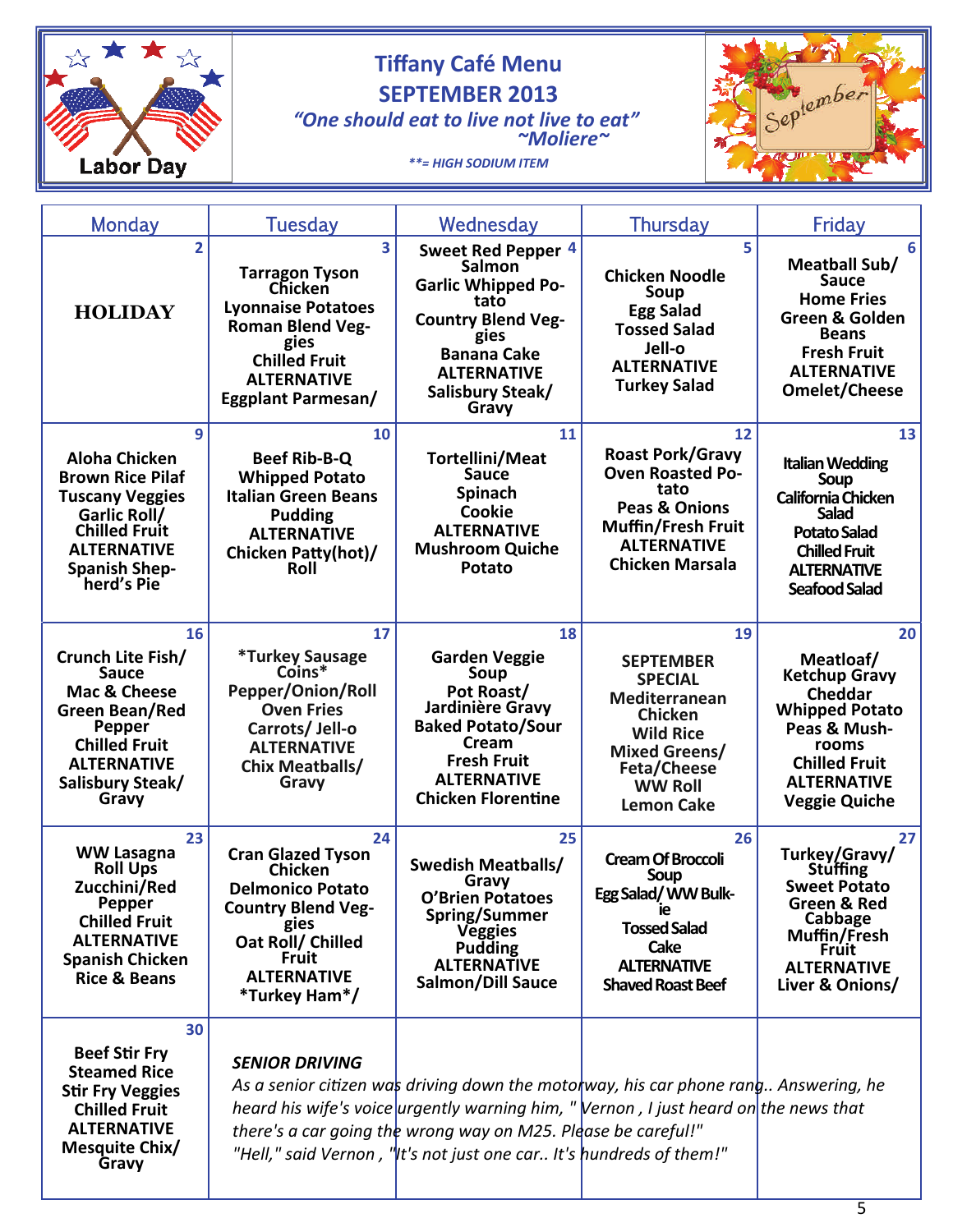# Tiffany Café Menu

## SEPTEMBER 2013

*"One should eat to live not live to eat"*
*~Moliere~*

***\*\*= HIGH SODIUM ITEM***

Labor Day

September

| Monday | Tuesday | Wednesday | Thursday | Friday |
|---|---|---|---|---|
| 2<br>**HOLIDAY** | 3<br>Tarragon Tyson Chicken<br>Lyonnaise Potatoes<br>Roman Blend Veggies<br>Chilled Fruit<br>ALTERNATIVE<br>Eggplant Parmesan/ | 4<br>Sweet Red Pepper Salmon<br>Garlic Whipped Potato<br>Country Blend Veggies<br>Banana Cake<br>ALTERNATIVE<br>Salisbury Steak/ Gravy | 5<br>Chicken Noodle Soup<br>Egg Salad<br>Tossed Salad<br>Jell-o<br>ALTERNATIVE<br>Turkey Salad | 6<br>Meatball Sub/ Sauce<br>Home Fries<br>Green & Golden Beans<br>Fresh Fruit<br>ALTERNATIVE<br>Omelet/Cheese |
| 9<br>Aloha Chicken<br>Brown Rice Pilaf<br>Tuscany Veggies<br>Garlic Roll/ Chilled Fruit<br>ALTERNATIVE<br>Spanish Shepherd's Pie | 10<br>Beef Rib-B-Q<br>Whipped Potato<br>Italian Green Beans<br>Pudding<br>ALTERNATIVE<br>Chicken Patty(hot)/ Roll | 11<br>Tortellini/Meat Sauce<br>Spinach<br>Cookie<br>ALTERNATIVE<br>Mushroom Quiche<br>Potato | 12<br>Roast Pork/Gravy<br>Oven Roasted Potato<br>Peas & Onions<br>Muffin/Fresh Fruit<br>ALTERNATIVE<br>Chicken Marsala | 13<br>Italian Wedding Soup<br>California Chicken Salad<br>Potato Salad<br>Chilled Fruit<br>ALTERNATIVE<br>Seafood Salad |
| 16<br>Crunch Lite Fish/ Sauce<br>Mac & Cheese<br>Green Bean/Red Pepper<br>Chilled Fruit<br>ALTERNATIVE<br>Salisbury Steak/ Gravy | 17<br>*Turkey Sausage Coins*<br>Pepper/Onion/Roll<br>Oven Fries<br>Carrots/ Jell-o<br>ALTERNATIVE<br>Chix Meatballs/ Gravy | 18<br>Garden Veggie Soup<br>Pot Roast/ Jardinière Gravy<br>Baked Potato/Sour Cream<br>Fresh Fruit<br>ALTERNATIVE<br>Chicken Florentine | 19<br>SEPTEMBER SPECIAL<br>Mediterranean Chicken<br>Wild Rice<br>Mixed Greens/ Feta/Cheese<br>WW Roll<br>Lemon Cake | 20<br>Meatloaf/ Ketchup Gravy<br>Cheddar Whipped Potato<br>Peas & Mushrooms<br>Chilled Fruit<br>ALTERNATIVE<br>Veggie Quiche |
| 23<br>WW Lasagna Roll Ups<br>Zucchini/Red Pepper<br>Chilled Fruit<br>ALTERNATIVE<br>Spanish Chicken<br>Rice & Beans | 24<br>Cran Glazed Tyson Chicken<br>Delmonico Potato<br>Country Blend Veggies<br>Oat Roll/ Chilled Fruit<br>ALTERNATIVE<br>*Turkey Ham*/ | 25<br>Swedish Meatballs/ Gravy<br>O'Brien Potatoes<br>Spring/Summer Veggies<br>Pudding<br>ALTERNATIVE<br>Salmon/Dill Sauce | 26<br>Cream Of Broccoli Soup<br>Egg Salad/ WW Bulkie<br>Tossed Salad<br>Cake<br>ALTERNATIVE<br>Shaved Roast Beef | 27<br>Turkey/Gravy/ Stuffing<br>Sweet Potato<br>Green & Red Cabbage<br>Muffin/Fresh Fruit<br>ALTERNATIVE<br>Liver & Onions/ |
| 30<br>Beef Stir Fry<br>Steamed Rice<br>Stir Fry Veggies<br>Chilled Fruit<br>ALTERNATIVE<br>Mesquite Chix/ Gravy | | | | |

***SENIOR DRIVING***

*As a senior citizen was driving down the motorway, his car phone rang.. Answering, he heard his wife's voice urgently warning him, " Vernon , I just heard on the news that there's a car going the wrong way on M25. Please be careful!"*
*"Hell," said Vernon , "It's not just one car.. It's hundreds of them!"*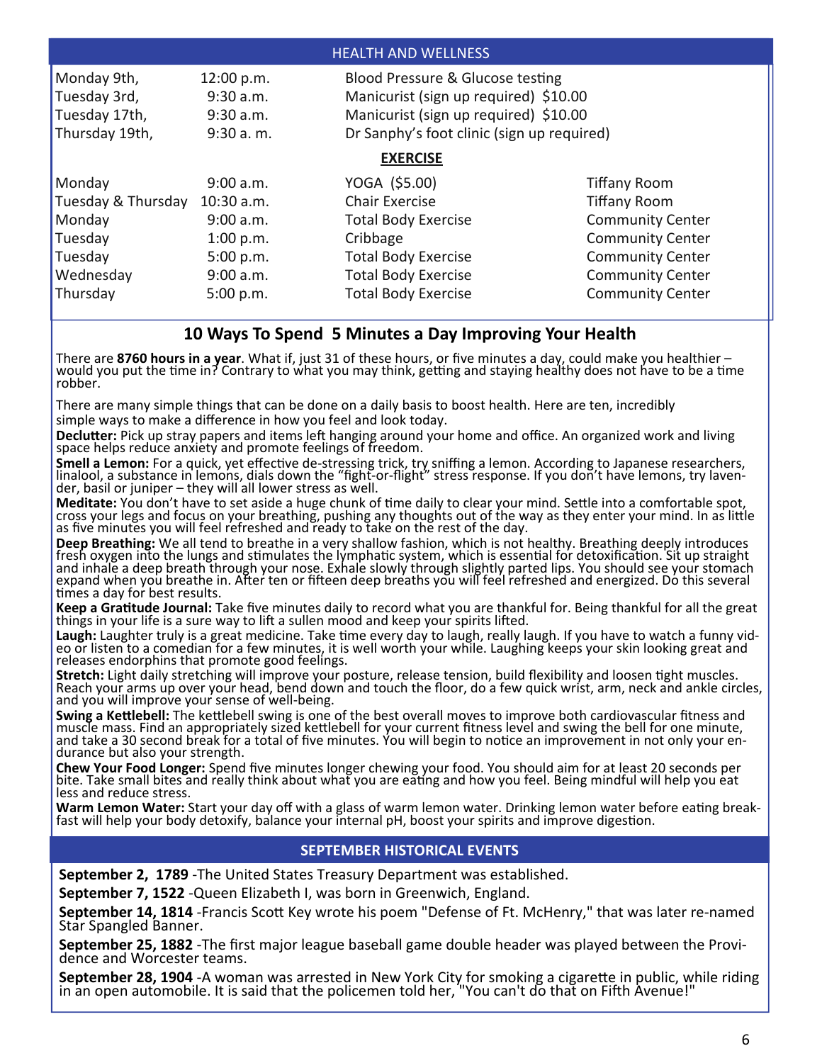## HEALTH AND WELLNESS

| | | | |
|---|---|---|---|
| Monday 9th, | 12:00 p.m. | Blood Pressure & Glucose testing | |
| Tuesday 3rd, | 9:30 a.m. | Manicurist (sign up required) $10.00 | |
| Tuesday 17th, | 9:30 a.m. | Manicurist (sign up required) $10.00 | |
| Thursday 19th, | 9:30 a. m. | Dr Sanphy's foot clinic (sign up required) | |

### EXERCISE

| | | | |
|---|---|---|---|
| Monday | 9:00 a.m. | YOGA ($5.00) | Tiffany Room |
| Tuesday & Thursday | 10:30 a.m. | Chair Exercise | Tiffany Room |
| Monday | 9:00 a.m. | Total Body Exercise | Community Center |
| Tuesday | 1:00 p.m. | Cribbage | Community Center |
| Tuesday | 5:00 p.m. | Total Body Exercise | Community Center |
| Wednesday | 9:00 a.m. | Total Body Exercise | Community Center |
| Thursday | 5:00 p.m. | Total Body Exercise | Community Center |

## 10 Ways To Spend 5 Minutes a Day Improving Your Health

There are **8760 hours in a year**. What if, just 31 of these hours, or five minutes a day, could make you healthier – would you put the time in? Contrary to what you may think, getting and staying healthy does not have to be a time robber.

There are many simple things that can be done on a daily basis to boost health. Here are ten, incredibly simple ways to make a difference in how you feel and look today.

**Declutter:** Pick up stray papers and items left hanging around your home and office. An organized work and living space helps reduce anxiety and promote feelings of freedom.

**Smell a Lemon:** For a quick, yet effective de-stressing trick, try sniffing a lemon. According to Japanese researchers, linalool, a substance in lemons, dials down the "fight-or-flight" stress response. If you don't have lemons, try lavender, basil or juniper – they will all lower stress as well.

**Meditate:** You don't have to set aside a huge chunk of time daily to clear your mind. Settle into a comfortable spot, cross your legs and focus on your breathing, pushing any thoughts out of the way as they enter your mind. In as little as five minutes you will feel refreshed and ready to take on the rest of the day.

**Deep Breathing:** We all tend to breathe in a very shallow fashion, which is not healthy. Breathing deeply introduces fresh oxygen into the lungs and stimulates the lymphatic system, which is essential for detoxification. Sit up straight and inhale a deep breath through your nose. Exhale slowly through slightly parted lips. You should see your stomach expand when you breathe in. After ten or fifteen deep breaths you will feel refreshed and energized. Do this several times a day for best results.

**Keep a Gratitude Journal:** Take five minutes daily to record what you are thankful for. Being thankful for all the great things in your life is a sure way to lift a sullen mood and keep your spirits lifted.

**Laugh:** Laughter truly is a great medicine. Take time every day to laugh, really laugh. If you have to watch a funny video or listen to a comedian for a few minutes, it is well worth your while. Laughing keeps your skin looking great and releases endorphins that promote good feelings.

**Stretch:** Light daily stretching will improve your posture, release tension, build flexibility and loosen tight muscles. Reach your arms up over your head, bend down and touch the floor, do a few quick wrist, arm, neck and ankle circles, and you will improve your sense of well-being.

**Swing a Kettlebell:** The kettlebell swing is one of the best overall moves to improve both cardiovascular fitness and muscle mass. Find an appropriately sized kettlebell for your current fitness level and swing the bell for one minute, and take a 30 second break for a total of five minutes. You will begin to notice an improvement in not only your endurance but also your strength.

**Chew Your Food Longer:** Spend five minutes longer chewing your food. You should aim for at least 20 seconds per bite. Take small bites and really think about what you are eating and how you feel. Being mindful will help you eat less and reduce stress.

**Warm Lemon Water:** Start your day off with a glass of warm lemon water. Drinking lemon water before eating breakfast will help your body detoxify, balance your internal pH, boost your spirits and improve digestion.

## SEPTEMBER HISTORICAL EVENTS

**September 2, 1789** -The United States Treasury Department was established.

**September 7, 1522** -Queen Elizabeth I, was born in Greenwich, England.

**September 14, 1814** -Francis Scott Key wrote his poem "Defense of Ft. McHenry," that was later re-named Star Spangled Banner.

**September 25, 1882** -The first major league baseball game double header was played between the Providence and Worcester teams.

**September 28, 1904** -A woman was arrested in New York City for smoking a cigarette in public, while riding in an open automobile. It is said that the policemen told her, "You can't do that on Fifth Avenue!"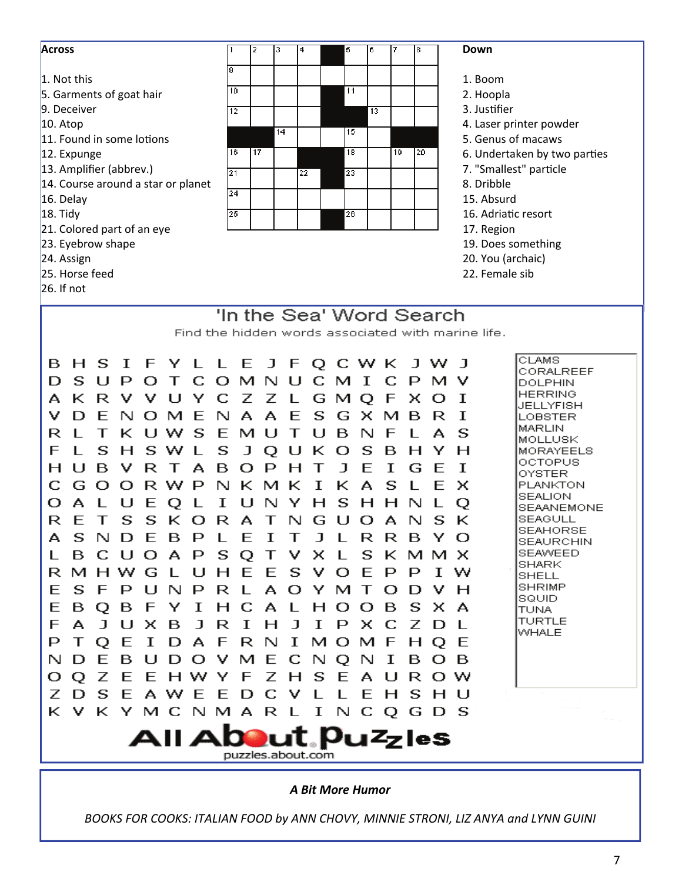## Across

1. Not this
5. Garments of goat hair
9. Deceiver
10. Atop
11. Found in some lotions
12. Expunge
13. Amplifier (abbrev.)
14. Course around a star or planet
16. Delay
18. Tidy
21. Colored part of an eye
23. Eyebrow shape
24. Assign
25. Horse feed
26. If not

## Down

1. Boom
2. Hoopla
3. Justifier
4. Laser printer powder
5. Genus of macaws
6. Undertaken by two parties
7. "Smallest" particle
8. Dribble
15. Absurd
16. Adriatic resort
17. Region
19. Does something
20. You (archaic)
22. Female sib

## 'In the Sea' Word Search

Find the hidden words associated with marine life.

```
B H S I F Y L L E J F Q C W K J W J
D S U P O T C O M N U C M I C P M V
A K R V V U Y C Z Z L G M Q F X O I
V D E N O M E N A A E S G X M B R I
R L T K U W S E M U T U B N F L A S
F L S H S W L S J Q U K O S B H Y H
H U B V R T A B O P H T J E I G E I
C G O O R W P N K M K I K A S L E X
O A L U E Q L I U N Y H S H H N L Q
R E T S S K O R A T N G U O A N S K
A S N D E B P L E I T J L R R B Y O
L B C U O A P S Q T V X L S K M M X
R M H W G L U H E E S V O E P P I W
E S F P U N P R L A O Y M T O D V H
E B Q B F Y I H C A L H O O B S X A
F A J U X B J R I H J I P X C Z D L
P T Q E I D A F R N I M O M F H Q E
N D E B U D O V M E C N Q N I B O B
O Q Z E E H W Y F Z H S E A U R O W
Z D S E A W E E D C V L L E H S H U
K V K Y M C N M A R L I N C Q G D S
```

CLAMS
CORALREEF
DOLPHIN
HERRING
JELLYFISH
LOBSTER
MARLIN
MOLLUSK
MORAYEELS
OCTOPUS
OYSTER
PLANKTON
SEALION
SEAANEMONE
SEAGULL
SEAHORSE
SEAURCHIN
SEAWEED
SHARK
SHELL
SHRIMP
SQUID
TUNA
TURTLE
WHALE

All About Puzzles
puzzles.about.com

### *A Bit More Humor*

*BOOKS FOR COOKS: ITALIAN FOOD by ANN CHOVY, MINNIE STRONI, LIZ ANYA and LYNN GUINI*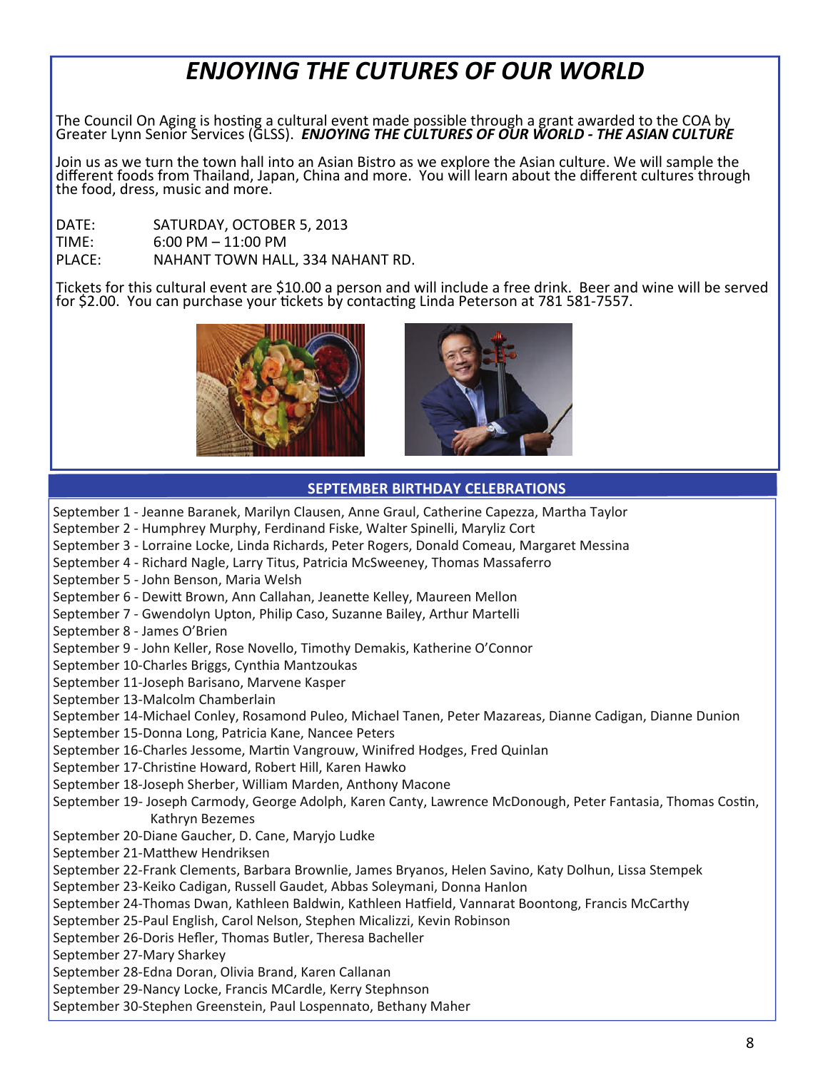# *ENJOYING THE CUTURES OF OUR WORLD*

The Council On Aging is hosting a cultural event made possible through a grant awarded to the COA by Greater Lynn Senior Services (GLSS). ***ENJOYING THE CULTURES OF OUR WORLD - THE ASIAN CULTURE***

Join us as we turn the town hall into an Asian Bistro as we explore the Asian culture. We will sample the different foods from Thailand, Japan, China and more. You will learn about the different cultures through the food, dress, music and more.

DATE: SATURDAY, OCTOBER 5, 2013
TIME: 6:00 PM – 11:00 PM
PLACE: NAHANT TOWN HALL, 334 NAHANT RD.

Tickets for this cultural event are $10.00 a person and will include a free drink. Beer and wine will be served for $2.00. You can purchase your tickets by contacting Linda Peterson at 781 581-7557.

## SEPTEMBER BIRTHDAY CELEBRATIONS

September 1 - Jeanne Baranek, Marilyn Clausen, Anne Graul, Catherine Capezza, Martha Taylor
September 2 - Humphrey Murphy, Ferdinand Fiske, Walter Spinelli, Maryliz Cort
September 3 - Lorraine Locke, Linda Richards, Peter Rogers, Donald Comeau, Margaret Messina
September 4 - Richard Nagle, Larry Titus, Patricia McSweeney, Thomas Massaferro
September 5 - John Benson, Maria Welsh
September 6 - Dewitt Brown, Ann Callahan, Jeanette Kelley, Maureen Mellon
September 7 - Gwendolyn Upton, Philip Caso, Suzanne Bailey, Arthur Martelli
September 8 - James O'Brien
September 9 - John Keller, Rose Novello, Timothy Demakis, Katherine O'Connor
September 10-Charles Briggs, Cynthia Mantzoukas
September 11-Joseph Barisano, Marvene Kasper
September 13-Malcolm Chamberlain
September 14-Michael Conley, Rosamond Puleo, Michael Tanen, Peter Mazareas, Dianne Cadigan, Dianne Dunion
September 15-Donna Long, Patricia Kane, Nancee Peters
September 16-Charles Jessome, Martin Vangrouw, Winifred Hodges, Fred Quinlan
September 17-Christine Howard, Robert Hill, Karen Hawko
September 18-Joseph Sherber, William Marden, Anthony Macone
September 19- Joseph Carmody, George Adolph, Karen Canty, Lawrence McDonough, Peter Fantasia, Thomas Costin, Kathryn Bezemes
September 20-Diane Gaucher, D. Cane, Maryjo Ludke
September 21-Matthew Hendriksen
September 22-Frank Clements, Barbara Brownlie, James Bryanos, Helen Savino, Katy Dolhun, Lissa Stempek
September 23-Keiko Cadigan, Russell Gaudet, Abbas Soleymani, Donna Hanlon
September 24-Thomas Dwan, Kathleen Baldwin, Kathleen Hatfield, Vannarat Boontong, Francis McCarthy
September 25-Paul English, Carol Nelson, Stephen Micalizzi, Kevin Robinson
September 26-Doris Hefler, Thomas Butler, Theresa Bacheller
September 27-Mary Sharkey
September 28-Edna Doran, Olivia Brand, Karen Callanan
September 29-Nancy Locke, Francis MCardle, Kerry Stephnson
September 30-Stephen Greenstein, Paul Lospennato, Bethany Maher